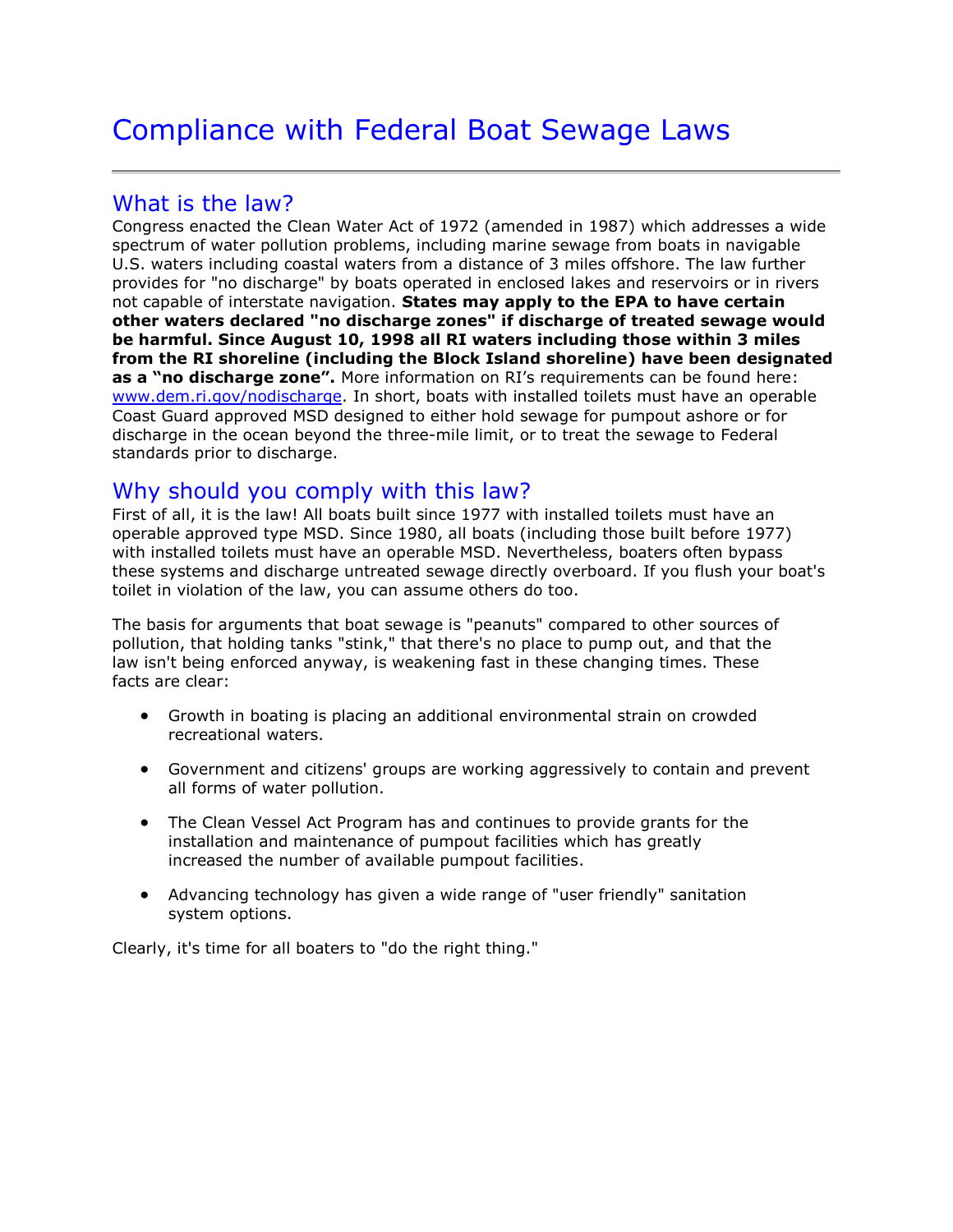# Compliance with Federal Boat Sewage Laws

## What is the law?

Congress enacted the Clean Water Act of 1972 (amended in 1987) which addresses a wide spectrum of water pollution problems, including marine sewage from boats in navigable U.S. waters including coastal waters from a distance of 3 miles offshore. The law further provides for "no discharge" by boats operated in enclosed lakes and reservoirs or in rivers not capable of interstate navigation. **States may apply to the EPA to have certain other waters declared "no discharge zones" if discharge of treated sewage would be harmful. Since August 10, 1998 all RI waters including those within 3 miles from the RI shoreline (including the Block Island shoreline) have been designated as a "no discharge zone".** More information on RI's requirements can be found here: [www.dem.ri.gov/nodischarge](www.dem.ri.gov/nodischarge). In short, boats with installed toilets must have an operable Coast Guard approved MSD designed to either hold sewage for pumpout ashore or for discharge in the ocean beyond the three-mile limit, or to treat the sewage to Federal standards prior to discharge.

## Why should you comply with this law?

First of all, it is the law! All boats built since 1977 with installed toilets must have an operable approved type MSD. Since 1980, all boats (including those built before 1977) with installed toilets must have an operable MSD. Nevertheless, boaters often bypass these systems and discharge untreated sewage directly overboard. If you flush your boat's toilet in violation of the law, you can assume others do too.

The basis for arguments that boat sewage is "peanuts" compared to other sources of pollution, that holding tanks "stink," that there's no place to pump out, and that the law isn't being enforced anyway, is weakening fast in these changing times. These facts are clear:

- Growth in boating is placing an additional environmental strain on crowded recreational waters.
- Government and citizens' groups are working aggressively to contain and prevent all forms of water pollution.
- The Clean Vessel Act Program has and continues to provide grants for the installation and maintenance of pumpout facilities which has greatly increased the number of available pumpout facilities.
- Advancing technology has given a wide range of "user friendly" sanitation system options.

Clearly, it's time for all boaters to "do the right thing."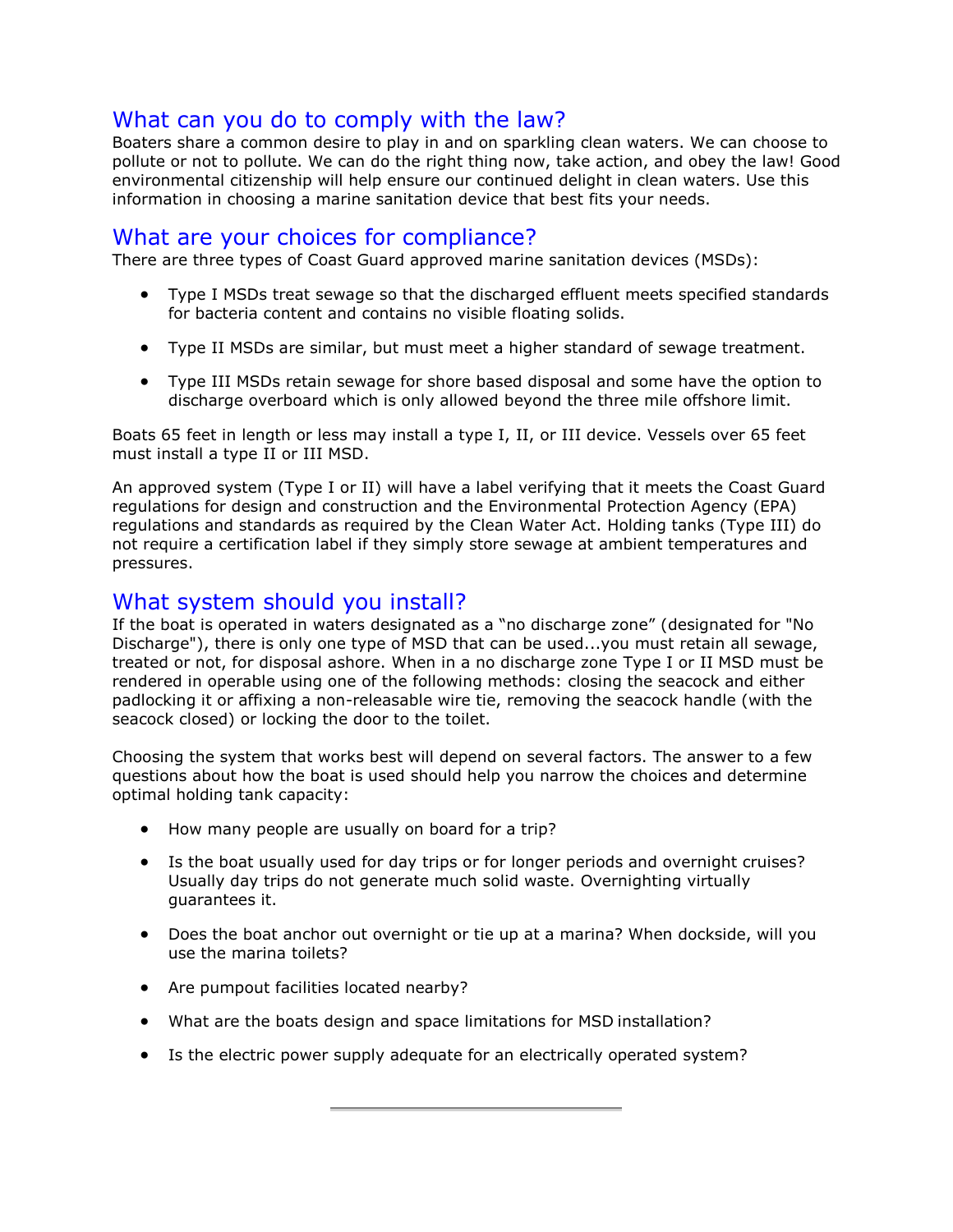## What can you do to comply with the law?

Boaters share a common desire to play in and on sparkling clean waters. We can choose to pollute or not to pollute. We can do the right thing now, take action, and obey the law! Good environmental citizenship will help ensure our continued delight in clean waters. Use this information in choosing a marine sanitation device that best fits your needs.

## What are your choices for compliance?

There are three types of Coast Guard approved marine sanitation devices (MSDs):

- Type I MSDs treat sewage so that the discharged effluent meets specified standards for bacteria content and contains no visible floating solids.
- Type II MSDs are similar, but must meet a higher standard of sewage treatment.
- Type III MSDs retain sewage for shore based disposal and some have the option to discharge overboard which is only allowed beyond the three mile offshore limit.

Boats 65 feet in length or less may install a type I, II, or III device. Vessels over 65 feet must install a type II or III MSD.

An approved system (Type I or II) will have a label verifying that it meets the Coast Guard regulations for design and construction and the Environmental Protection Agency (EPA) regulations and standards as required by the Clean Water Act. Holding tanks (Type III) do not require a certification label if they simply store sewage at ambient temperatures and pressures.

## What system should you install?

If the boat is operated in waters designated as a "no discharge zone" (designated for "No Discharge"), there is only one type of MSD that can be used...you must retain all sewage, treated or not, for disposal ashore. When in a no discharge zone Type I or II MSD must be rendered in operable using one of the following methods: closing the seacock and either padlocking it or affixing a non-releasable wire tie, removing the seacock handle (with the seacock closed) or locking the door to the toilet.

Choosing the system that works best will depend on several factors. The answer to a few questions about how the boat is used should help you narrow the choices and determine optimal holding tank capacity:

- How many people are usually on board for a trip?
- Is the boat usually used for day trips or for longer periods and overnight cruises? Usually day trips do not generate much solid waste. Overnighting virtually guarantees it.
- Does the boat anchor out overnight or tie up at a marina? When dockside, will you use the marina toilets?
- Are pumpout facilities located nearby?
- What are the boats design and space limitations for MSD installation?
- Is the electric power supply adequate for an electrically operated system?